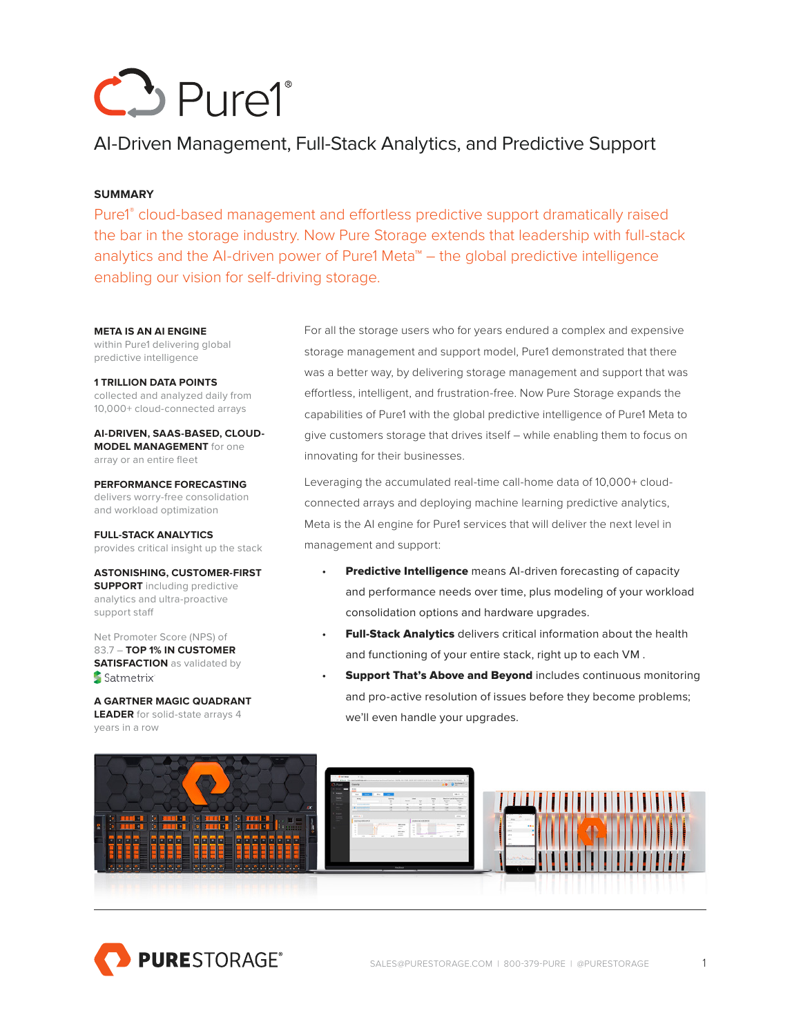# Pure1®

## AI-Driven Management, Full-Stack Analytics, and Predictive Support

### SUMMARY

Pure1® cloud-based management and effortless predictive support dramatically raised the bar in the storage industry. Now Pure Storage extends that leadership with full-stack analytics and the AI-driven power of Pure1 Meta™ – the global predictive intelligence enabling our vision for self-driving storage.

**META IS AN AI ENGINE** within Pure1 delivering global predictive intelligence

**1 TRILLION DATA POINTS** collected and analyzed daily from 10,000+ cloud-connected arrays

**AI-DRIVEN, SAAS-BASED, CLOUD-MODEL MANAGEMENT** for one array or an entire fleet

**PERFORMANCE FORECASTING** delivers worry-free consolidation and workload optimization

**FULL-STACK ANALYTICS** provides critical insight up the stack

**ASTONISHING, CUSTOMER-FIRST SUPPORT** including predictive analytics and ultra-proactive support staff

Net Promoter Score (NPS) of 83.7 – **TOP 1% IN CUSTOMER SATISFACTION** as validated by Satmetrix

**A GARTNER MAGIC QUADRANT LEADER** for solid-state arrays 4 years in a row

For all the storage users who for years endured a complex and expensive storage management and support model, Pure1 demonstrated that there was a better way, by delivering storage management and support that was effortless, intelligent, and frustration-free. Now Pure Storage expands the capabilities of Pure1 with the global predictive intelligence of Pure1 Meta to give customers storage that drives itself – while enabling them to focus on innovating for their businesses.

Leveraging the accumulated real-time call-home data of 10,000+ cloud-connected arrays and deploying machine learning predictive analytics, Meta is the AI engine for Pure1 services that will deliver the next level in management and support:

- **Predictive Intelligence** means AI-driven forecasting of capacity and performance needs over time, plus modeling of your workload consolidation options and hardware upgrades.
- **Full-Stack Analytics** delivers critical information about the health and functioning of your entire stack, right up to each VM .
- **Support That's Above and Beyond** includes continuous monitoring and pro-active resolution of issues before they become problems; we'll even handle your upgrades.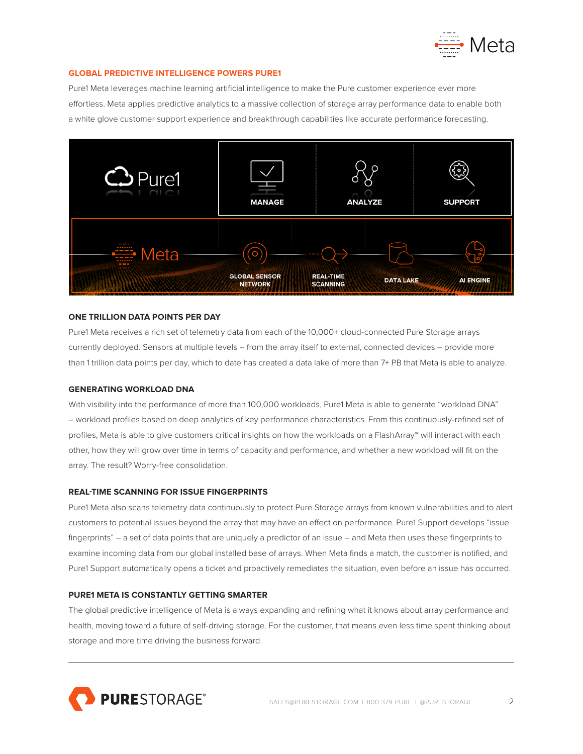## GLOBAL PREDICTIVE INTELLIGENCE POWERS PURE1

Pure1 Meta leverages machine learning artificial intelligence to make the Pure customer experience ever more effortless. Meta applies predictive analytics to a massive collection of storage array performance data to enable both a white glove customer support experience and breakthrough capabilities like accurate performance forecasting.

### ONE TRILLION DATA POINTS PER DAY

Pure1 Meta receives a rich set of telemetry data from each of the 10,000+ cloud-connected Pure Storage arrays currently deployed. Sensors at multiple levels – from the array itself to external, connected devices – provide more than 1 trillion data points per day, which to date has created a data lake of more than 7+ PB that Meta is able to analyze.

### GENERATING WORKLOAD DNA

With visibility into the performance of more than 100,000 workloads, Pure1 Meta is able to generate "workload DNA" – workload profiles based on deep analytics of key performance characteristics. From this continuously-refined set of profiles, Meta is able to give customers critical insights on how the workloads on a FlashArray™ will interact with each other, how they will grow over time in terms of capacity and performance, and whether a new workload will fit on the array. The result? Worry-free consolidation.

### REAL-TIME SCANNING FOR ISSUE FINGERPRINTS

Pure1 Meta also scans telemetry data continuously to protect Pure Storage arrays from known vulnerabilities and to alert customers to potential issues beyond the array that may have an effect on performance. Pure1 Support develops "issue fingerprints" – a set of data points that are uniquely a predictor of an issue – and Meta then uses these fingerprints to examine incoming data from our global installed base of arrays. When Meta finds a match, the customer is notified, and Pure1 Support automatically opens a ticket and proactively remediates the situation, even before an issue has occurred.

### PURE1 META IS CONSTANTLY GETTING SMARTER

The global predictive intelligence of Meta is always expanding and refining what it knows about array performance and health, moving toward a future of self-driving storage. For the customer, that means even less time spent thinking about storage and more time driving the business forward.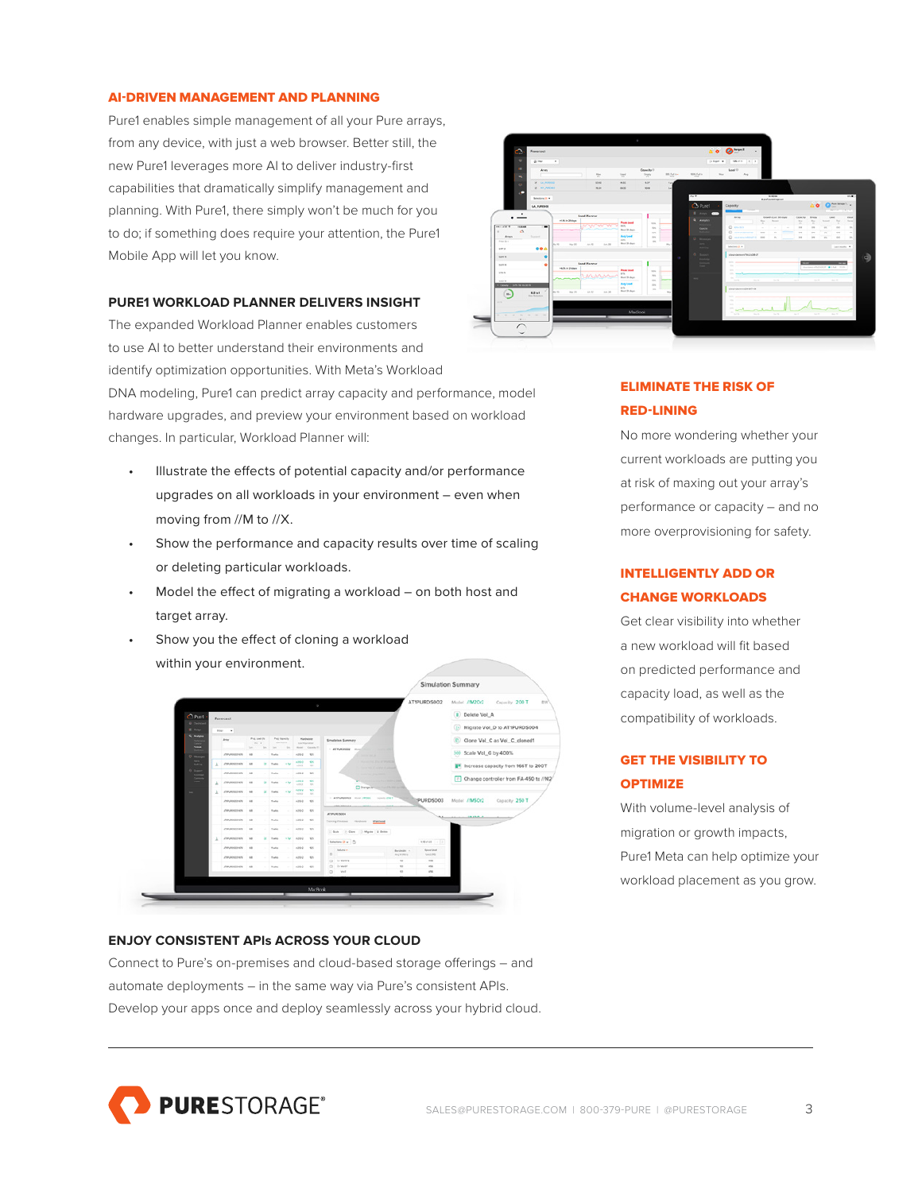## AI-DRIVEN MANAGEMENT AND PLANNING

Pure1 enables simple management of all your Pure arrays, from any device, with just a web browser. Better still, the new Pure1 leverages more AI to deliver industry-first capabilities that dramatically simplify management and planning. With Pure1, there simply won't be much for you to do; if something does require your attention, the Pure1 Mobile App will let you know.

## PURE1 WORKLOAD PLANNER DELIVERS INSIGHT

The expanded Workload Planner enables customers to use AI to better understand their environments and identify optimization opportunities. With Meta's Workload DNA modeling, Pure1 can predict array capacity and performance, model hardware upgrades, and preview your environment based on workload changes. In particular, Workload Planner will:

- Illustrate the effects of potential capacity and/or performance upgrades on all workloads in your environment – even when moving from //M to //X.
- Show the performance and capacity results over time of scaling or deleting particular workloads.
- Model the effect of migrating a workload – on both host and target array.
- Show you the effect of cloning a workload within your environment.

## ENJOY CONSISTENT APIs ACROSS YOUR CLOUD

Connect to Pure's on-premises and cloud-based storage offerings – and automate deployments – in the same way via Pure's consistent APIs. Develop your apps once and deploy seamlessly across your hybrid cloud.

## ELIMINATE THE RISK OF RED-LINING

No more wondering whether your current workloads are putting you at risk of maxing out your array's performance or capacity – and no more overprovisioning for safety.

## INTELLIGENTLY ADD OR CHANGE WORKLOADS

Get clear visibility into whether a new workload will fit based on predicted performance and capacity load, as well as the compatibility of workloads.

## GET THE VISIBILITY TO OPTIMIZE

With volume-level analysis of migration or growth impacts, Pure1 Meta can help optimize your workload placement as you grow.

PURESTORAGE®

SALES@PURESTORAGE.COM | 800-379-PURE | @PURESTORAGE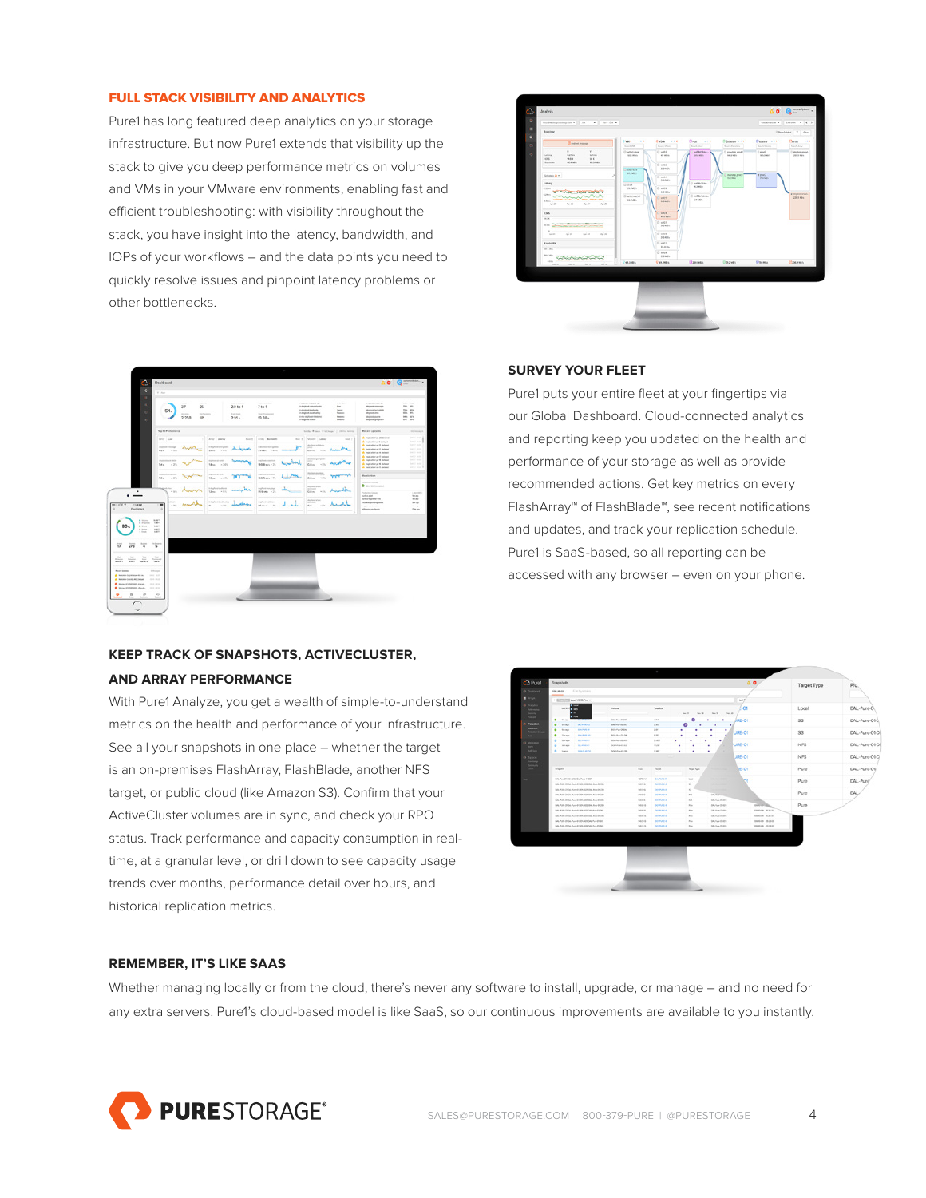## FULL STACK VISIBILITY AND ANALYTICS

Pure1 has long featured deep analytics on your storage infrastructure. But now Pure1 extends that visibility up the stack to give you deep performance metrics on volumes and VMs in your VMware environments, enabling fast and efficient troubleshooting: with visibility throughout the stack, you have insight into the latency, bandwidth, and IOPs of your workflows – and the data points you need to quickly resolve issues and pinpoint latency problems or other bottlenecks.

## SURVEY YOUR FLEET

Pure1 puts your entire fleet at your fingertips via our Global Dashboard. Cloud-connected analytics and reporting keep you updated on the health and performance of your storage as well as provide recommended actions. Get key metrics on every FlashArray™ of FlashBlade™, see recent notifications and updates, and track your replication schedule. Pure1 is SaaS-based, so all reporting can be accessed with any browser – even on your phone.

## KEEP TRACK OF SNAPSHOTS, ACTIVECLUSTER, AND ARRAY PERFORMANCE

With Pure1 Analyze, you get a wealth of simple-to-understand metrics on the health and performance of your infrastructure. See all your snapshots in one place – whether the target is an on-premises FlashArray, FlashBlade, another NFS target, or public cloud (like Amazon S3). Confirm that your ActiveCluster volumes are in sync, and check your RPO status. Track performance and capacity consumption in real-time, at a granular level, or drill down to see capacity usage trends over months, performance detail over hours, and historical replication metrics.

## REMEMBER, IT'S LIKE SAAS

Whether managing locally or from the cloud, there's never any software to install, upgrade, or manage – and no need for any extra servers. Pure1's cloud-based model is like SaaS, so our continuous improvements are available to you instantly.

PURESTORAGE®

SALES@PURESTORAGE.COM | 800-379-PURE | @PURESTORAGE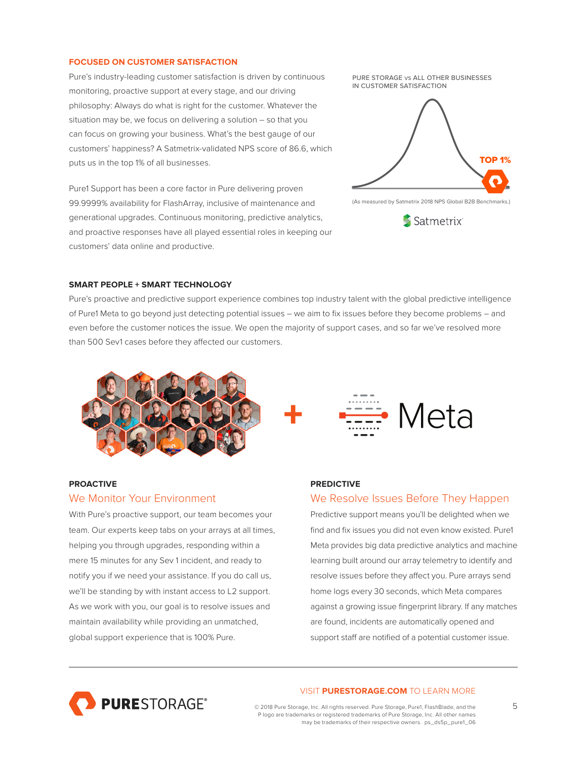## FOCUSED ON CUSTOMER SATISFACTION

Pure's industry-leading customer satisfaction is driven by continuous monitoring, proactive support at every stage, and our driving philosophy: Always do what is right for the customer. Whatever the situation may be, we focus on delivering a solution – so that you can focus on growing your business. What's the best gauge of our customers' happiness? A Satmetrix-validated NPS score of 86.6, which puts us in the top 1% of all businesses.

Pure1 Support has been a core factor in Pure delivering proven 99.9999% availability for FlashArray, inclusive of maintenance and generational upgrades. Continuous monitoring, predictive analytics, and proactive responses have all played essential roles in keeping our customers' data online and productive.

PURE STORAGE vs ALL OTHER BUSINESSES IN CUSTOMER SATISFACTION

TOP 1%

(As measured by Satmetrix 2018 NPS Global B2B Benchmarks.)

Satmetrix

## SMART PEOPLE + SMART TECHNOLOGY

Pure's proactive and predictive support experience combines top industry talent with the global predictive intelligence of Pure1 Meta to go beyond just detecting potential issues – we aim to fix issues before they become problems – and even before the customer notices the issue. We open the majority of support cases, and so far we've resolved more than 500 Sev1 cases before they affected our customers.

\+ Meta

### PROACTIVE

### We Monitor Your Environment

With Pure's proactive support, our team becomes your team. Our experts keep tabs on your arrays at all times, helping you through upgrades, responding within a mere 15 minutes for any Sev 1 incident, and ready to notify you if we need your assistance. If you do call us, we'll be standing by with instant access to L2 support. As we work with you, our goal is to resolve issues and maintain availability while providing an unmatched, global support experience that is 100% Pure.

### PREDICTIVE

### We Resolve Issues Before They Happen

Predictive support means you'll be delighted when we find and fix issues you did not even know existed. Pure1 Meta provides big data predictive analytics and machine learning built around our array telemetry to identify and resolve issues before they affect you. Pure arrays send home logs every 30 seconds, which Meta compares against a growing issue fingerprint library. If any matches are found, incidents are automatically opened and support staff are notified of a potential customer issue.

PURESTORAGE®

VISIT **PURESTORAGE.COM** TO LEARN MORE

© 2018 Pure Storage, Inc. All rights reserved. Pure Storage, Pure1, FlashBlade, and the P logo are trademarks or registered trademarks of Pure Storage, Inc. All other names may be trademarks of their respective owners. ps_ds5p_pure1_06